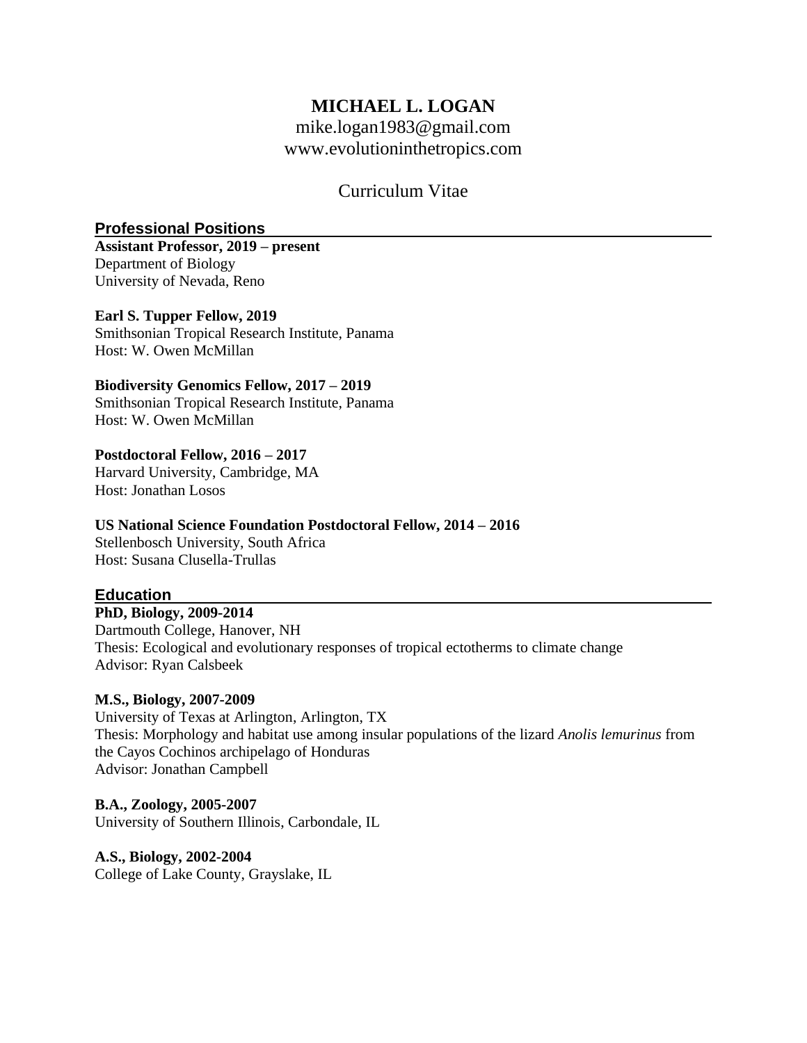# MICHAEL L. LOGAN

mike.logan1983@gmail.com
www.evolutioninthetropics.com

Curriculum Vitae

## Professional Positions

**Assistant Professor, 2019 – present**
Department of Biology
University of Nevada, Reno

**Earl S. Tupper Fellow, 2019**
Smithsonian Tropical Research Institute, Panama
Host: W. Owen McMillan

**Biodiversity Genomics Fellow, 2017 – 2019**
Smithsonian Tropical Research Institute, Panama
Host: W. Owen McMillan

**Postdoctoral Fellow, 2016 – 2017**
Harvard University, Cambridge, MA
Host: Jonathan Losos

**US National Science Foundation Postdoctoral Fellow, 2014 – 2016**
Stellenbosch University, South Africa
Host: Susana Clusella-Trullas

## Education

**PhD, Biology, 2009-2014**
Dartmouth College, Hanover, NH
Thesis: Ecological and evolutionary responses of tropical ectotherms to climate change
Advisor: Ryan Calsbeek

**M.S., Biology, 2007-2009**
University of Texas at Arlington, Arlington, TX
Thesis: Morphology and habitat use among insular populations of the lizard *Anolis lemurinus* from the Cayos Cochinos archipelago of Honduras
Advisor: Jonathan Campbell

**B.A., Zoology, 2005-2007**
University of Southern Illinois, Carbondale, IL

**A.S., Biology, 2002-2004**
College of Lake County, Grayslake, IL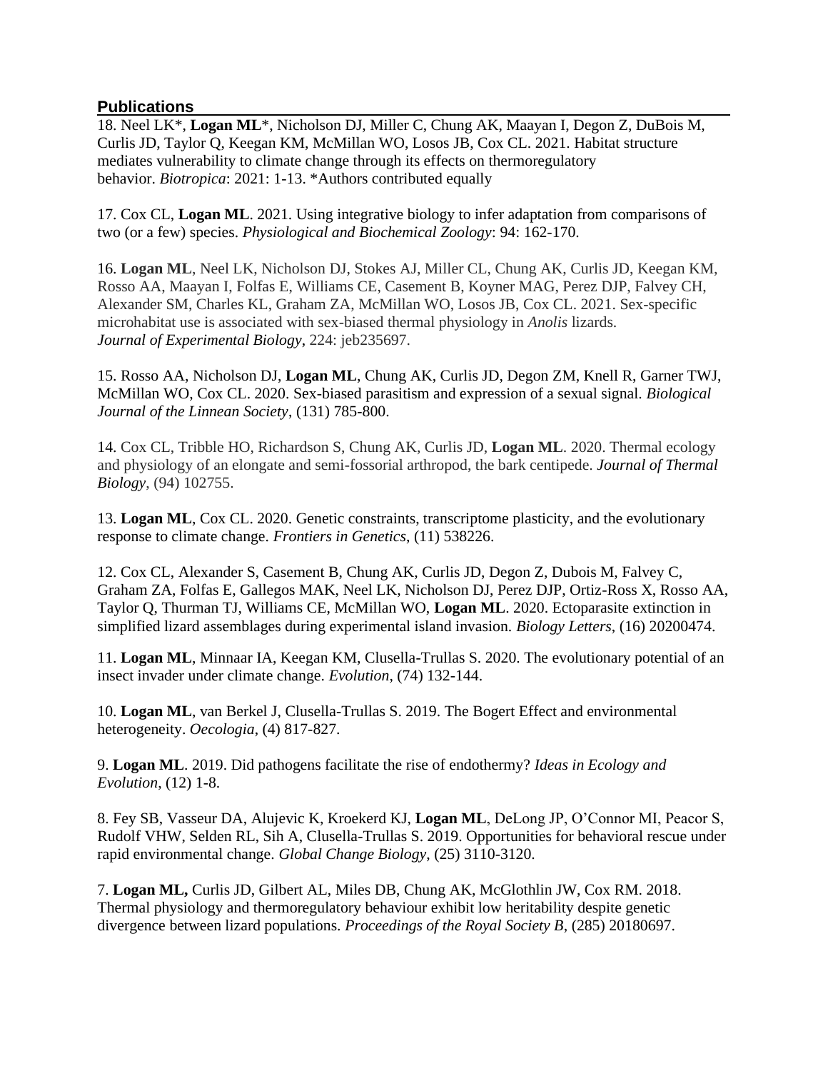## Publications

18. Neel LK*, **Logan ML***, Nicholson DJ, Miller C, Chung AK, Maayan I, Degon Z, DuBois M, Curlis JD, Taylor Q, Keegan KM, McMillan WO, Losos JB, Cox CL. 2021. Habitat structure mediates vulnerability to climate change through its effects on thermoregulatory behavior. *Biotropica*: 2021: 1-13. *Authors contributed equally

17. Cox CL, **Logan ML**. 2021. Using integrative biology to infer adaptation from comparisons of two (or a few) species. *Physiological and Biochemical Zoology*: 94: 162-170.

16. **Logan ML**, Neel LK, Nicholson DJ, Stokes AJ, Miller CL, Chung AK, Curlis JD, Keegan KM, Rosso AA, Maayan I, Folfas E, Williams CE, Casement B, Koyner MAG, Perez DJP, Falvey CH, Alexander SM, Charles KL, Graham ZA, McMillan WO, Losos JB, Cox CL. 2021. Sex-specific microhabitat use is associated with sex-biased thermal physiology in *Anolis* lizards. *Journal of Experimental Biology*, 224: jeb235697.

15. Rosso AA, Nicholson DJ, **Logan ML**, Chung AK, Curlis JD, Degon ZM, Knell R, Garner TWJ, McMillan WO, Cox CL. 2020. Sex-biased parasitism and expression of a sexual signal. *Biological Journal of the Linnean Society*, (131) 785-800.

14. Cox CL, Tribble HO, Richardson S, Chung AK, Curlis JD, **Logan ML**. 2020. Thermal ecology and physiology of an elongate and semi-fossorial arthropod, the bark centipede. *Journal of Thermal Biology*, (94) 102755.

13. **Logan ML**, Cox CL. 2020. Genetic constraints, transcriptome plasticity, and the evolutionary response to climate change. *Frontiers in Genetics*, (11) 538226.

12. Cox CL, Alexander S, Casement B, Chung AK, Curlis JD, Degon Z, Dubois M, Falvey C, Graham ZA, Folfas E, Gallegos MAK, Neel LK, Nicholson DJ, Perez DJP, Ortiz-Ross X, Rosso AA, Taylor Q, Thurman TJ, Williams CE, McMillan WO, **Logan ML**. 2020. Ectoparasite extinction in simplified lizard assemblages during experimental island invasion. *Biology Letters*, (16) 20200474.

11. **Logan ML**, Minnaar IA, Keegan KM, Clusella-Trullas S. 2020. The evolutionary potential of an insect invader under climate change. *Evolution*, (74) 132-144.

10. **Logan ML**, van Berkel J, Clusella-Trullas S. 2019. The Bogert Effect and environmental heterogeneity. *Oecologia*, (4) 817-827.

9. **Logan ML**. 2019. Did pathogens facilitate the rise of endothermy? *Ideas in Ecology and Evolution*, (12) 1-8.

8. Fey SB, Vasseur DA, Alujevic K, Kroekerd KJ, **Logan ML**, DeLong JP, O'Connor MI, Peacor S, Rudolf VHW, Selden RL, Sih A, Clusella-Trullas S. 2019. Opportunities for behavioral rescue under rapid environmental change. *Global Change Biology*, (25) 3110-3120.

7. **Logan ML,** Curlis JD, Gilbert AL, Miles DB, Chung AK, McGlothlin JW, Cox RM. 2018. Thermal physiology and thermoregulatory behaviour exhibit low heritability despite genetic divergence between lizard populations. *Proceedings of the Royal Society B*, (285) 20180697.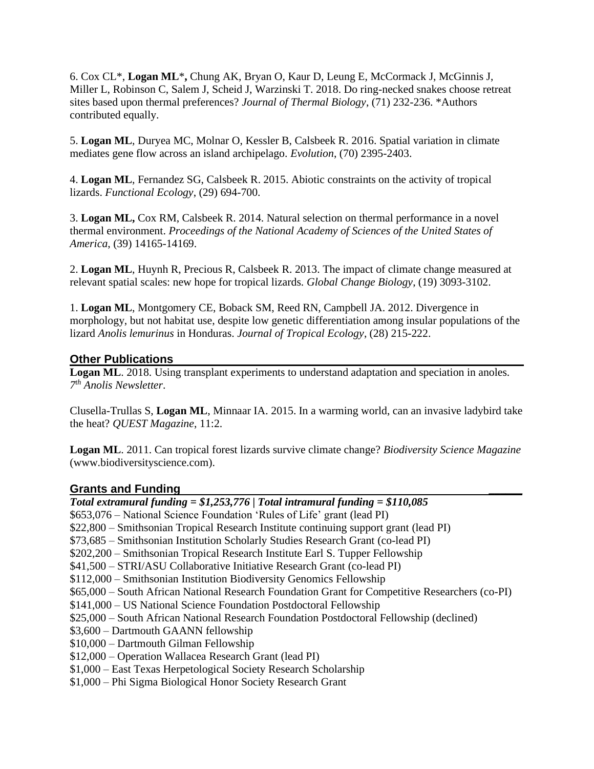6. Cox CL*, **Logan ML*,** Chung AK, Bryan O, Kaur D, Leung E, McCormack J, McGinnis J, Miller L, Robinson C, Salem J, Scheid J, Warzinski T. 2018. Do ring-necked snakes choose retreat sites based upon thermal preferences? *Journal of Thermal Biology*, (71) 232-236. *Authors contributed equally.

5. **Logan ML**, Duryea MC, Molnar O, Kessler B, Calsbeek R. 2016. Spatial variation in climate mediates gene flow across an island archipelago. *Evolution*, (70) 2395-2403.

4. **Logan ML**, Fernandez SG, Calsbeek R. 2015. Abiotic constraints on the activity of tropical lizards. *Functional Ecology*, (29) 694-700.

3. **Logan ML,** Cox RM, Calsbeek R. 2014. Natural selection on thermal performance in a novel thermal environment. *Proceedings of the National Academy of Sciences of the United States of America*, (39) 14165-14169.

2. **Logan ML**, Huynh R, Precious R, Calsbeek R. 2013. The impact of climate change measured at relevant spatial scales: new hope for tropical lizards. *Global Change Biology*, (19) 3093-3102.

1. **Logan ML**, Montgomery CE, Boback SM, Reed RN, Campbell JA. 2012. Divergence in morphology, but not habitat use, despite low genetic differentiation among insular populations of the lizard *Anolis lemurinus* in Honduras. *Journal of Tropical Ecology*, (28) 215-222.

## Other Publications

**Logan ML**. 2018. Using transplant experiments to understand adaptation and speciation in anoles. *7th Anolis Newsletter*.

Clusella-Trullas S, **Logan ML**, Minnaar IA. 2015. In a warming world, can an invasive ladybird take the heat? *QUEST Magazine*, 11:2.

**Logan ML**. 2011. Can tropical forest lizards survive climate change? *Biodiversity Science Magazine* (www.biodiversityscience.com).

## Grants and Funding

***Total extramural funding = $1,253,776 | Total intramural funding = $110,085***

$653,076 – National Science Foundation 'Rules of Life' grant (lead PI)
$22,800 – Smithsonian Tropical Research Institute continuing support grant (lead PI)
$73,685 – Smithsonian Institution Scholarly Studies Research Grant (co-lead PI)
$202,200 – Smithsonian Tropical Research Institute Earl S. Tupper Fellowship
$41,500 – STRI/ASU Collaborative Initiative Research Grant (co-lead PI)
$112,000 – Smithsonian Institution Biodiversity Genomics Fellowship
$65,000 – South African National Research Foundation Grant for Competitive Researchers (co-PI)
$141,000 – US National Science Foundation Postdoctoral Fellowship
$25,000 – South African National Research Foundation Postdoctoral Fellowship (declined)
$3,600 – Dartmouth GAANN fellowship
$10,000 – Dartmouth Gilman Fellowship
$12,000 – Operation Wallacea Research Grant (lead PI)
$1,000 – East Texas Herpetological Society Research Scholarship
$1,000 – Phi Sigma Biological Honor Society Research Grant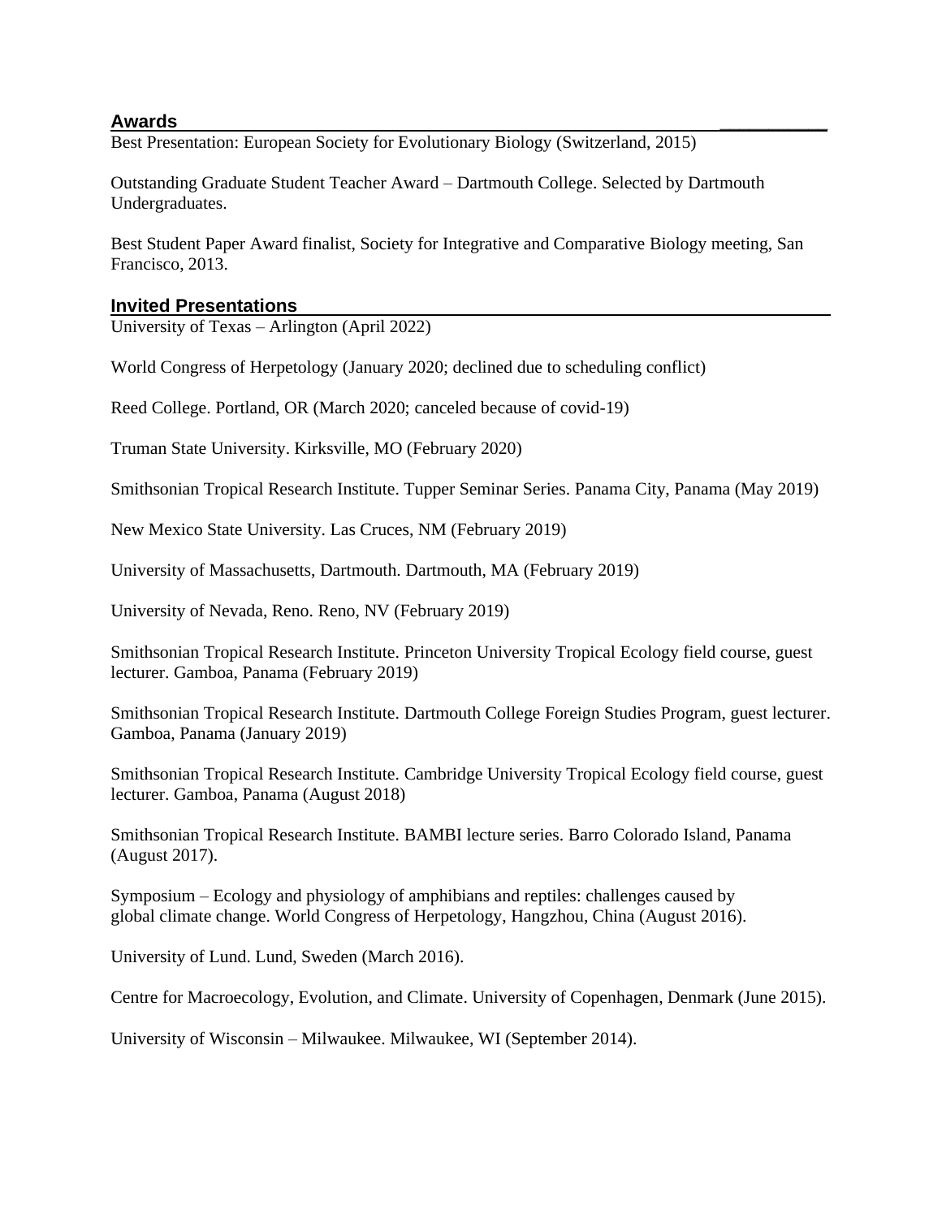## Awards

Best Presentation: European Society for Evolutionary Biology (Switzerland, 2015)

Outstanding Graduate Student Teacher Award – Dartmouth College. Selected by Dartmouth Undergraduates.

Best Student Paper Award finalist, Society for Integrative and Comparative Biology meeting, San Francisco, 2013.

## Invited Presentations

University of Texas – Arlington (April 2022)

World Congress of Herpetology (January 2020; declined due to scheduling conflict)

Reed College. Portland, OR (March 2020; canceled because of covid-19)

Truman State University. Kirksville, MO (February 2020)

Smithsonian Tropical Research Institute. Tupper Seminar Series. Panama City, Panama (May 2019)

New Mexico State University. Las Cruces, NM (February 2019)

University of Massachusetts, Dartmouth. Dartmouth, MA (February 2019)

University of Nevada, Reno. Reno, NV (February 2019)

Smithsonian Tropical Research Institute. Princeton University Tropical Ecology field course, guest lecturer. Gamboa, Panama (February 2019)

Smithsonian Tropical Research Institute. Dartmouth College Foreign Studies Program, guest lecturer. Gamboa, Panama (January 2019)

Smithsonian Tropical Research Institute. Cambridge University Tropical Ecology field course, guest lecturer. Gamboa, Panama (August 2018)

Smithsonian Tropical Research Institute. BAMBI lecture series. Barro Colorado Island, Panama (August 2017).

Symposium – Ecology and physiology of amphibians and reptiles: challenges caused by global climate change. World Congress of Herpetology, Hangzhou, China (August 2016).

University of Lund. Lund, Sweden (March 2016).

Centre for Macroecology, Evolution, and Climate. University of Copenhagen, Denmark (June 2015).

University of Wisconsin – Milwaukee. Milwaukee, WI (September 2014).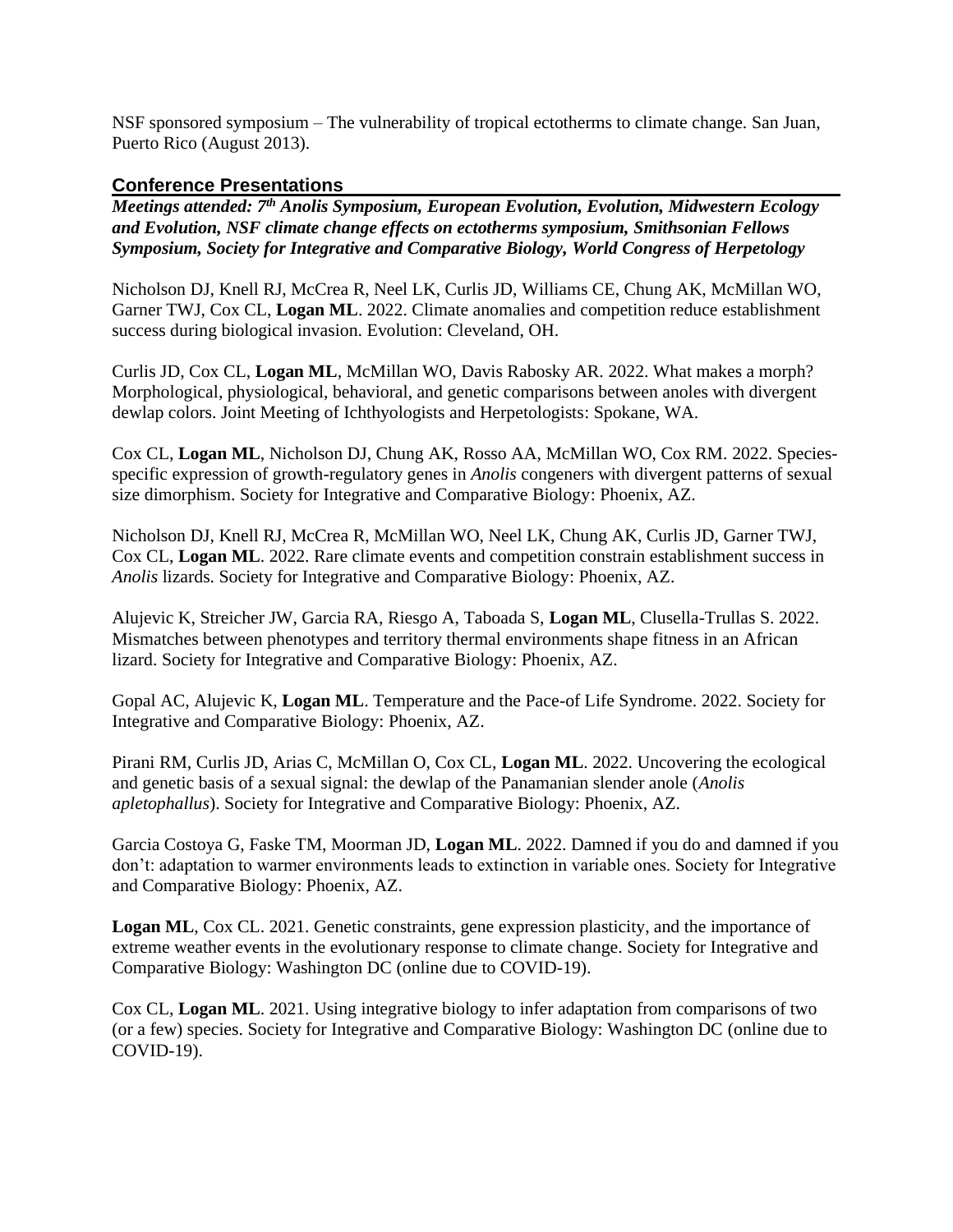NSF sponsored symposium – The vulnerability of tropical ectotherms to climate change. San Juan, Puerto Rico (August 2013).

## Conference Presentations

***Meetings attended: 7th Anolis Symposium, European Evolution, Evolution, Midwestern Ecology and Evolution, NSF climate change effects on ectotherms symposium, Smithsonian Fellows Symposium, Society for Integrative and Comparative Biology, World Congress of Herpetology***

Nicholson DJ, Knell RJ, McCrea R, Neel LK, Curlis JD, Williams CE, Chung AK, McMillan WO, Garner TWJ, Cox CL, **Logan ML**. 2022. Climate anomalies and competition reduce establishment success during biological invasion. Evolution: Cleveland, OH.

Curlis JD, Cox CL, **Logan ML**, McMillan WO, Davis Rabosky AR. 2022. What makes a morph? Morphological, physiological, behavioral, and genetic comparisons between anoles with divergent dewlap colors. Joint Meeting of Ichthyologists and Herpetologists: Spokane, WA.

Cox CL, **Logan ML**, Nicholson DJ, Chung AK, Rosso AA, McMillan WO, Cox RM. 2022. Species-specific expression of growth-regulatory genes in *Anolis* congeners with divergent patterns of sexual size dimorphism. Society for Integrative and Comparative Biology: Phoenix, AZ.

Nicholson DJ, Knell RJ, McCrea R, McMillan WO, Neel LK, Chung AK, Curlis JD, Garner TWJ, Cox CL, **Logan ML**. 2022. Rare climate events and competition constrain establishment success in *Anolis* lizards. Society for Integrative and Comparative Biology: Phoenix, AZ.

Alujevic K, Streicher JW, Garcia RA, Riesgo A, Taboada S, **Logan ML**, Clusella-Trullas S. 2022. Mismatches between phenotypes and territory thermal environments shape fitness in an African lizard. Society for Integrative and Comparative Biology: Phoenix, AZ.

Gopal AC, Alujevic K, **Logan ML**. Temperature and the Pace-of Life Syndrome. 2022. Society for Integrative and Comparative Biology: Phoenix, AZ.

Pirani RM, Curlis JD, Arias C, McMillan O, Cox CL, **Logan ML**. 2022. Uncovering the ecological and genetic basis of a sexual signal: the dewlap of the Panamanian slender anole (*Anolis apletophallus*). Society for Integrative and Comparative Biology: Phoenix, AZ.

Garcia Costoya G, Faske TM, Moorman JD, **Logan ML**. 2022. Damned if you do and damned if you don't: adaptation to warmer environments leads to extinction in variable ones. Society for Integrative and Comparative Biology: Phoenix, AZ.

**Logan ML**, Cox CL. 2021. Genetic constraints, gene expression plasticity, and the importance of extreme weather events in the evolutionary response to climate change. Society for Integrative and Comparative Biology: Washington DC (online due to COVID-19).

Cox CL, **Logan ML**. 2021. Using integrative biology to infer adaptation from comparisons of two (or a few) species. Society for Integrative and Comparative Biology: Washington DC (online due to COVID-19).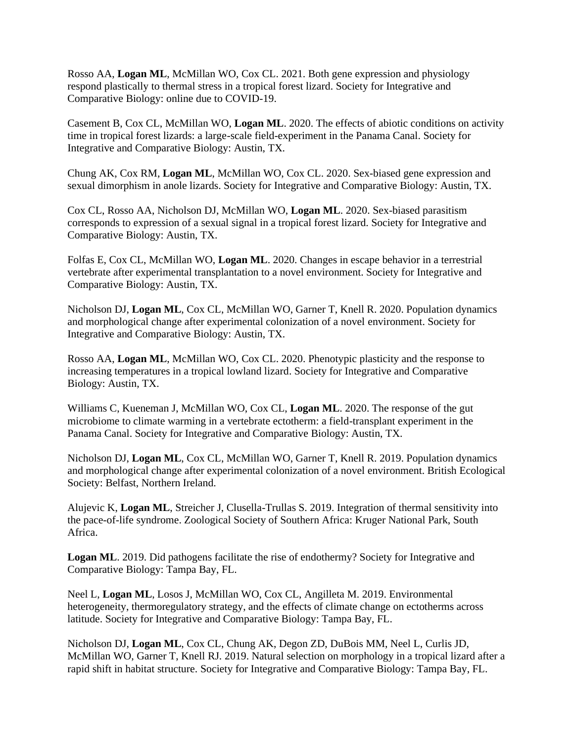Rosso AA, **Logan ML**, McMillan WO, Cox CL. 2021. Both gene expression and physiology respond plastically to thermal stress in a tropical forest lizard. Society for Integrative and Comparative Biology: online due to COVID-19.

Casement B, Cox CL, McMillan WO, **Logan ML**. 2020. The effects of abiotic conditions on activity time in tropical forest lizards: a large-scale field-experiment in the Panama Canal. Society for Integrative and Comparative Biology: Austin, TX.

Chung AK, Cox RM, **Logan ML**, McMillan WO, Cox CL. 2020. Sex-biased gene expression and sexual dimorphism in anole lizards. Society for Integrative and Comparative Biology: Austin, TX.

Cox CL, Rosso AA, Nicholson DJ, McMillan WO, **Logan ML**. 2020. Sex-biased parasitism corresponds to expression of a sexual signal in a tropical forest lizard. Society for Integrative and Comparative Biology: Austin, TX.

Folfas E, Cox CL, McMillan WO, **Logan ML**. 2020. Changes in escape behavior in a terrestrial vertebrate after experimental transplantation to a novel environment. Society for Integrative and Comparative Biology: Austin, TX.

Nicholson DJ, **Logan ML**, Cox CL, McMillan WO, Garner T, Knell R. 2020. Population dynamics and morphological change after experimental colonization of a novel environment. Society for Integrative and Comparative Biology: Austin, TX.

Rosso AA, **Logan ML**, McMillan WO, Cox CL. 2020. Phenotypic plasticity and the response to increasing temperatures in a tropical lowland lizard. Society for Integrative and Comparative Biology: Austin, TX.

Williams C, Kueneman J, McMillan WO, Cox CL, **Logan ML**. 2020. The response of the gut microbiome to climate warming in a vertebrate ectotherm: a field-transplant experiment in the Panama Canal. Society for Integrative and Comparative Biology: Austin, TX.

Nicholson DJ, **Logan ML**, Cox CL, McMillan WO, Garner T, Knell R. 2019. Population dynamics and morphological change after experimental colonization of a novel environment. British Ecological Society: Belfast, Northern Ireland.

Alujevic K, **Logan ML**, Streicher J, Clusella-Trullas S. 2019. Integration of thermal sensitivity into the pace-of-life syndrome. Zoological Society of Southern Africa: Kruger National Park, South Africa.

**Logan ML**. 2019. Did pathogens facilitate the rise of endothermy? Society for Integrative and Comparative Biology: Tampa Bay, FL.

Neel L, **Logan ML**, Losos J, McMillan WO, Cox CL, Angilleta M. 2019. Environmental heterogeneity, thermoregulatory strategy, and the effects of climate change on ectotherms across latitude. Society for Integrative and Comparative Biology: Tampa Bay, FL.

Nicholson DJ, **Logan ML**, Cox CL, Chung AK, Degon ZD, DuBois MM, Neel L, Curlis JD, McMillan WO, Garner T, Knell RJ. 2019. Natural selection on morphology in a tropical lizard after a rapid shift in habitat structure. Society for Integrative and Comparative Biology: Tampa Bay, FL.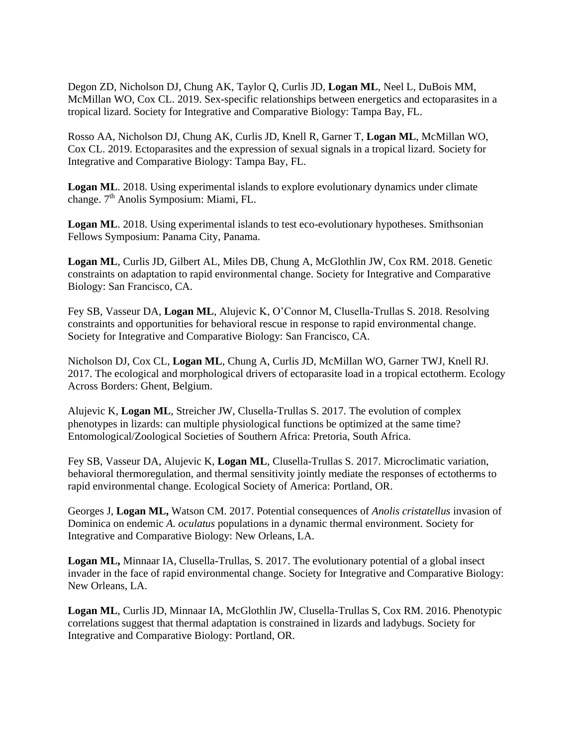Degon ZD, Nicholson DJ, Chung AK, Taylor Q, Curlis JD, **Logan ML**, Neel L, DuBois MM, McMillan WO, Cox CL. 2019. Sex-specific relationships between energetics and ectoparasites in a tropical lizard. Society for Integrative and Comparative Biology: Tampa Bay, FL.

Rosso AA, Nicholson DJ, Chung AK, Curlis JD, Knell R, Garner T, **Logan ML**, McMillan WO, Cox CL. 2019. Ectoparasites and the expression of sexual signals in a tropical lizard. Society for Integrative and Comparative Biology: Tampa Bay, FL.

**Logan ML**. 2018. Using experimental islands to explore evolutionary dynamics under climate change. 7th Anolis Symposium: Miami, FL.

**Logan ML**. 2018. Using experimental islands to test eco-evolutionary hypotheses. Smithsonian Fellows Symposium: Panama City, Panama.

**Logan ML**, Curlis JD, Gilbert AL, Miles DB, Chung A, McGlothlin JW, Cox RM. 2018. Genetic constraints on adaptation to rapid environmental change. Society for Integrative and Comparative Biology: San Francisco, CA.

Fey SB, Vasseur DA, **Logan ML**, Alujevic K, O'Connor M, Clusella-Trullas S. 2018. Resolving constraints and opportunities for behavioral rescue in response to rapid environmental change. Society for Integrative and Comparative Biology: San Francisco, CA.

Nicholson DJ, Cox CL, **Logan ML**, Chung A, Curlis JD, McMillan WO, Garner TWJ, Knell RJ. 2017. The ecological and morphological drivers of ectoparasite load in a tropical ectotherm. Ecology Across Borders: Ghent, Belgium.

Alujevic K, **Logan ML**, Streicher JW, Clusella-Trullas S. 2017. The evolution of complex phenotypes in lizards: can multiple physiological functions be optimized at the same time? Entomological/Zoological Societies of Southern Africa: Pretoria, South Africa.

Fey SB, Vasseur DA, Alujevic K, **Logan ML**, Clusella-Trullas S. 2017. Microclimatic variation, behavioral thermoregulation, and thermal sensitivity jointly mediate the responses of ectotherms to rapid environmental change. Ecological Society of America: Portland, OR.

Georges J, **Logan ML,** Watson CM. 2017. Potential consequences of *Anolis cristatellus* invasion of Dominica on endemic *A. oculatus* populations in a dynamic thermal environment. Society for Integrative and Comparative Biology: New Orleans, LA.

**Logan ML,** Minnaar IA, Clusella-Trullas, S. 2017. The evolutionary potential of a global insect invader in the face of rapid environmental change. Society for Integrative and Comparative Biology: New Orleans, LA.

**Logan ML**, Curlis JD, Minnaar IA, McGlothlin JW, Clusella-Trullas S, Cox RM. 2016. Phenotypic correlations suggest that thermal adaptation is constrained in lizards and ladybugs. Society for Integrative and Comparative Biology: Portland, OR.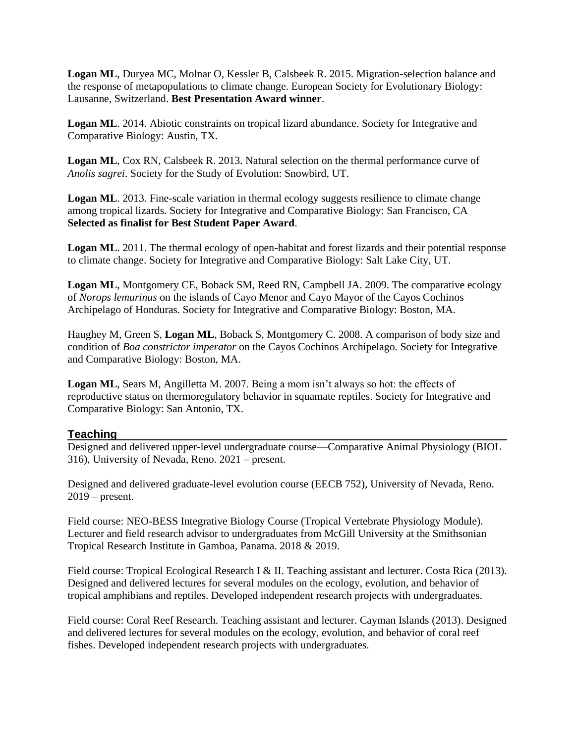**Logan ML**, Duryea MC, Molnar O, Kessler B, Calsbeek R. 2015. Migration-selection balance and the response of metapopulations to climate change. European Society for Evolutionary Biology: Lausanne, Switzerland. **Best Presentation Award winner**.

**Logan ML**. 2014. Abiotic constraints on tropical lizard abundance. Society for Integrative and Comparative Biology: Austin, TX.

**Logan ML**, Cox RN, Calsbeek R. 2013. Natural selection on the thermal performance curve of *Anolis sagrei*. Society for the Study of Evolution: Snowbird, UT.

**Logan ML**. 2013. Fine-scale variation in thermal ecology suggests resilience to climate change among tropical lizards. Society for Integrative and Comparative Biology: San Francisco, CA **Selected as finalist for Best Student Paper Award**.

**Logan ML**. 2011. The thermal ecology of open-habitat and forest lizards and their potential response to climate change. Society for Integrative and Comparative Biology: Salt Lake City, UT.

**Logan ML**, Montgomery CE, Boback SM, Reed RN, Campbell JA. 2009. The comparative ecology of *Norops lemurinus* on the islands of Cayo Menor and Cayo Mayor of the Cayos Cochinos Archipelago of Honduras. Society for Integrative and Comparative Biology: Boston, MA.

Haughey M, Green S, **Logan ML**, Boback S, Montgomery C. 2008. A comparison of body size and condition of *Boa constrictor imperator* on the Cayos Cochinos Archipelago. Society for Integrative and Comparative Biology: Boston, MA.

**Logan ML**, Sears M, Angilletta M. 2007. Being a mom isn't always so hot: the effects of reproductive status on thermoregulatory behavior in squamate reptiles. Society for Integrative and Comparative Biology: San Antonio, TX.

## Teaching

Designed and delivered upper-level undergraduate course—Comparative Animal Physiology (BIOL 316), University of Nevada, Reno. 2021 – present.

Designed and delivered graduate-level evolution course (EECB 752), University of Nevada, Reno. 2019 – present.

Field course: NEO-BESS Integrative Biology Course (Tropical Vertebrate Physiology Module). Lecturer and field research advisor to undergraduates from McGill University at the Smithsonian Tropical Research Institute in Gamboa, Panama. 2018 & 2019.

Field course: Tropical Ecological Research I & II. Teaching assistant and lecturer. Costa Rica (2013). Designed and delivered lectures for several modules on the ecology, evolution, and behavior of tropical amphibians and reptiles. Developed independent research projects with undergraduates.

Field course: Coral Reef Research. Teaching assistant and lecturer. Cayman Islands (2013). Designed and delivered lectures for several modules on the ecology, evolution, and behavior of coral reef fishes. Developed independent research projects with undergraduates.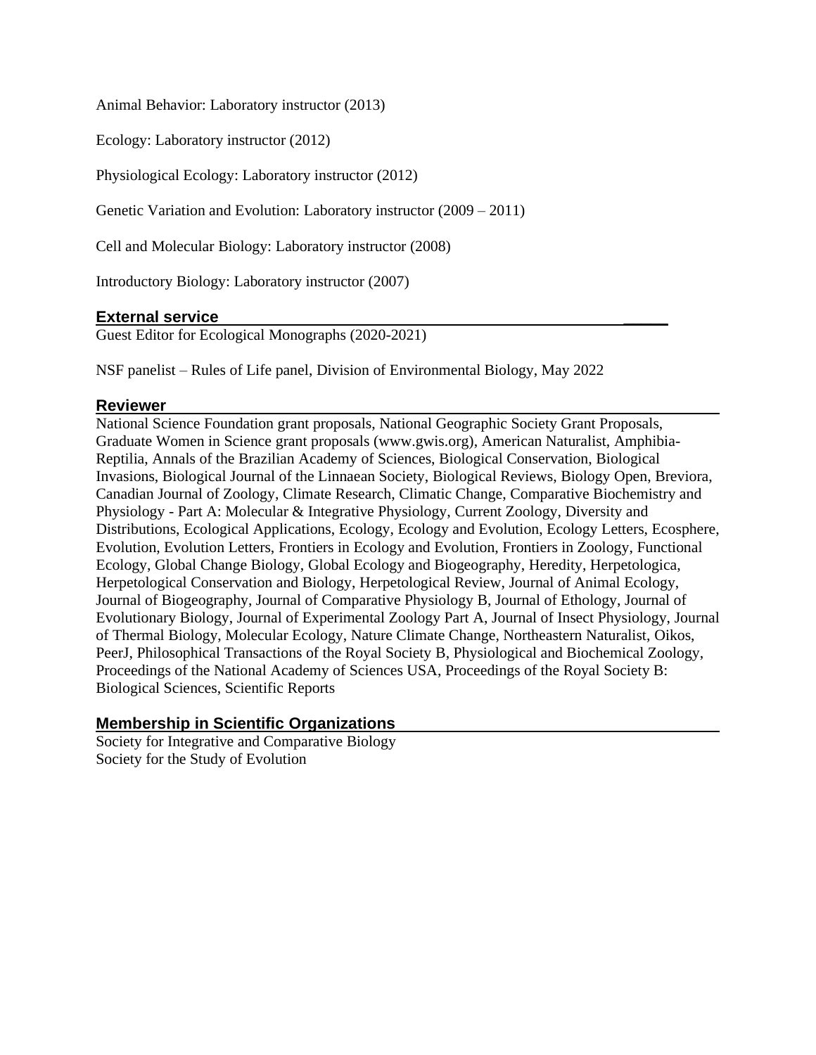Animal Behavior: Laboratory instructor (2013)

Ecology: Laboratory instructor (2012)

Physiological Ecology: Laboratory instructor (2012)

Genetic Variation and Evolution: Laboratory instructor (2009 – 2011)

Cell and Molecular Biology: Laboratory instructor (2008)

Introductory Biology: Laboratory instructor (2007)

## External service

Guest Editor for Ecological Monographs (2020-2021)

NSF panelist – Rules of Life panel, Division of Environmental Biology, May 2022

## Reviewer

National Science Foundation grant proposals, National Geographic Society Grant Proposals, Graduate Women in Science grant proposals (www.gwis.org), American Naturalist, Amphibia-Reptilia, Annals of the Brazilian Academy of Sciences, Biological Conservation, Biological Invasions, Biological Journal of the Linnaean Society, Biological Reviews, Biology Open, Breviora, Canadian Journal of Zoology, Climate Research, Climatic Change, Comparative Biochemistry and Physiology - Part A: Molecular & Integrative Physiology, Current Zoology, Diversity and Distributions, Ecological Applications, Ecology, Ecology and Evolution, Ecology Letters, Ecosphere, Evolution, Evolution Letters, Frontiers in Ecology and Evolution, Frontiers in Zoology, Functional Ecology, Global Change Biology, Global Ecology and Biogeography, Heredity, Herpetologica, Herpetological Conservation and Biology, Herpetological Review, Journal of Animal Ecology, Journal of Biogeography, Journal of Comparative Physiology B, Journal of Ethology, Journal of Evolutionary Biology, Journal of Experimental Zoology Part A, Journal of Insect Physiology, Journal of Thermal Biology, Molecular Ecology, Nature Climate Change, Northeastern Naturalist, Oikos, PeerJ, Philosophical Transactions of the Royal Society B, Physiological and Biochemical Zoology, Proceedings of the National Academy of Sciences USA, Proceedings of the Royal Society B: Biological Sciences, Scientific Reports

## Membership in Scientific Organizations

Society for Integrative and Comparative Biology
Society for the Study of Evolution